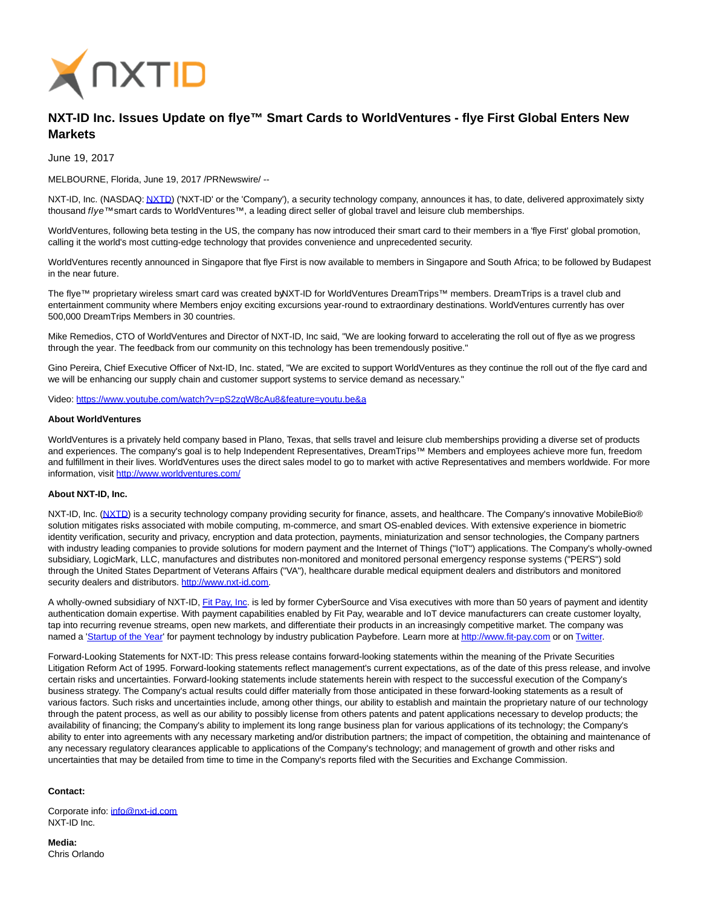# NXT-ID Inc. Issues Update on flye™ Smart Cards to WorldVentures - flye First Global Enters New Markets

June 19, 2017

MELBOURNE, Florida, June 19, 2017 /PRNewswire/ --

NXT-ID, Inc. (NASDAQ: NXTD) ('NXT-ID' or the 'Company'), a security technology company, announces it has, to date, delivered approximately sixty thousand *flye*™smart cards to WorldVentures™, a leading direct seller of global travel and leisure club memberships.

WorldVentures, following beta testing in the US, the company has now introduced their smart card to their members in a 'flye First' global promotion, calling it the world's most cutting-edge technology that provides convenience and unprecedented security.

WorldVentures recently announced in Singapore that flye First is now available to members in Singapore and South Africa; to be followed by Budapest in the near future.

The flye™ proprietary wireless smart card was created byNXT-ID for WorldVentures DreamTrips™ members. DreamTrips is a travel club and entertainment community where Members enjoy exciting excursions year-round to extraordinary destinations. WorldVentures currently has over 500,000 DreamTrips Members in 30 countries.

Mike Remedios, CTO of WorldVentures and Director of NXT-ID, Inc said, "We are looking forward to accelerating the roll out of flye as we progress through the year. The feedback from our community on this technology has been tremendously positive."

Gino Pereira, Chief Executive Officer of Nxt-ID, Inc. stated, "We are excited to support WorldVentures as they continue the roll out of the flye card and we will be enhancing our supply chain and customer support systems to service demand as necessary."

Video: https://www.youtube.com/watch?v=pS2zqW8cAu8&feature=youtu.be&a

**About WorldVentures**

WorldVentures is a privately held company based in Plano, Texas, that sells travel and leisure club memberships providing a diverse set of products and experiences. The company's goal is to help Independent Representatives, DreamTrips™ Members and employees achieve more fun, freedom and fulfillment in their lives. WorldVentures uses the direct sales model to go to market with active Representatives and members worldwide. For more information, visit http://www.worldventures.com/

**About NXT-ID, Inc.**

NXT-ID, Inc. (NXTD) is a security technology company providing security for finance, assets, and healthcare. The Company's innovative MobileBio® solution mitigates risks associated with mobile computing, m-commerce, and smart OS-enabled devices. With extensive experience in biometric identity verification, security and privacy, encryption and data protection, payments, miniaturization and sensor technologies, the Company partners with industry leading companies to provide solutions for modern payment and the Internet of Things ("IoT") applications. The Company's wholly-owned subsidiary, LogicMark, LLC, manufactures and distributes non-monitored and monitored personal emergency response systems ("PERS") sold through the United States Department of Veterans Affairs ("VA"), healthcare durable medical equipment dealers and distributors and monitored security dealers and distributors. http://www.nxt-id.com.

A wholly-owned subsidiary of NXT-ID, Fit Pay, Inc. is led by former CyberSource and Visa executives with more than 50 years of payment and identity authentication domain expertise. With payment capabilities enabled by Fit Pay, wearable and IoT device manufacturers can create customer loyalty, tap into recurring revenue streams, open new markets, and differentiate their products in an increasingly competitive market. The company was named a 'Startup of the Year' for payment technology by industry publication Paybefore. Learn more at http://www.fit-pay.com or on Twitter.

Forward-Looking Statements for NXT-ID: This press release contains forward-looking statements within the meaning of the Private Securities Litigation Reform Act of 1995. Forward-looking statements reflect management's current expectations, as of the date of this press release, and involve certain risks and uncertainties. Forward-looking statements include statements herein with respect to the successful execution of the Company's business strategy. The Company's actual results could differ materially from those anticipated in these forward-looking statements as a result of various factors. Such risks and uncertainties include, among other things, our ability to establish and maintain the proprietary nature of our technology through the patent process, as well as our ability to possibly license from others patents and patent applications necessary to develop products; the availability of financing; the Company's ability to implement its long range business plan for various applications of its technology; the Company's ability to enter into agreements with any necessary marketing and/or distribution partners; the impact of competition, the obtaining and maintenance of any necessary regulatory clearances applicable to applications of the Company's technology; and management of growth and other risks and uncertainties that may be detailed from time to time in the Company's reports filed with the Securities and Exchange Commission.

**Contact:**

Corporate info: info@nxt-id.com
NXT-ID Inc.

**Media:**
Chris Orlando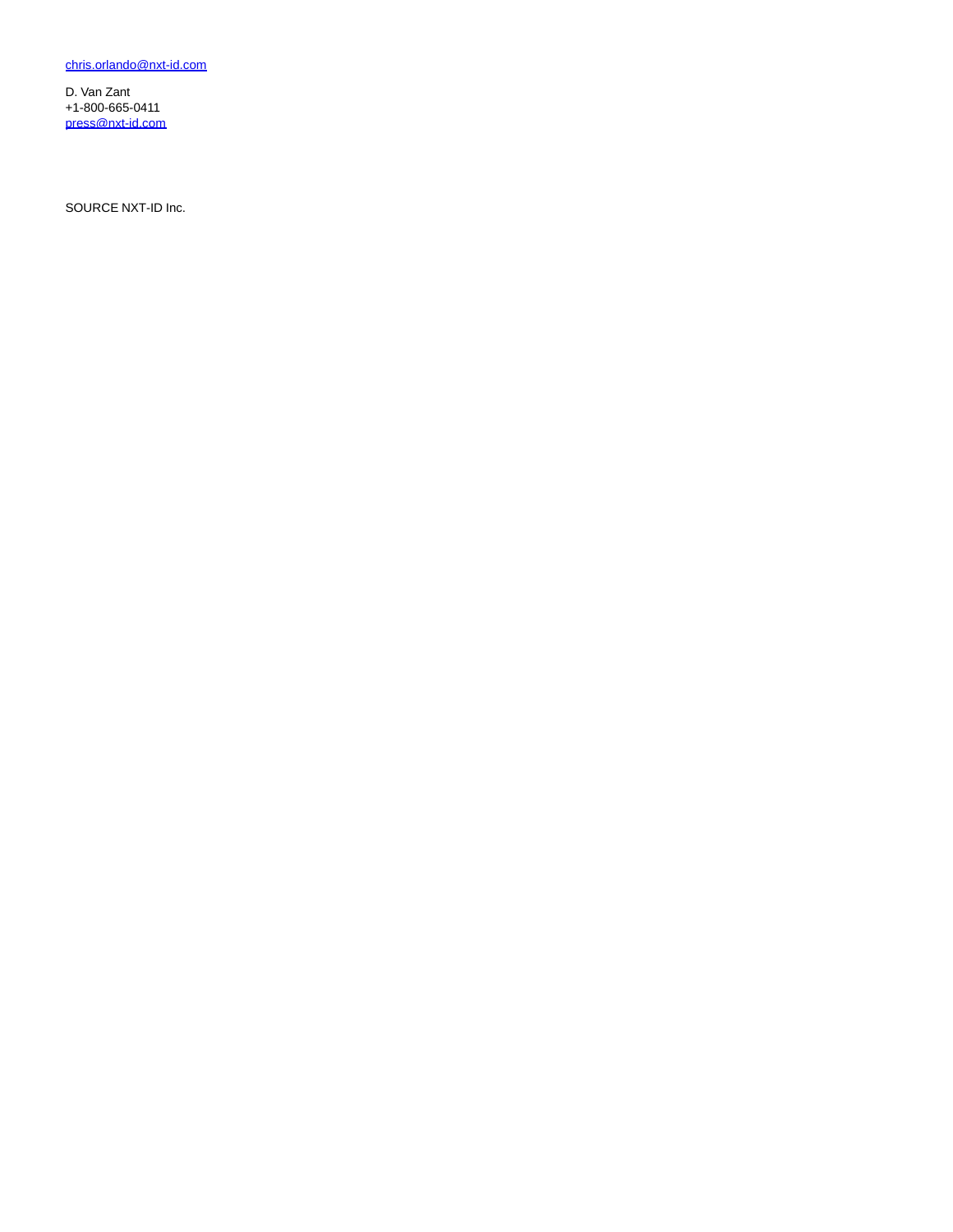chris.orlando@nxt-id.com

D. Van Zant
+1-800-665-0411
press@nxt-id.com

SOURCE NXT-ID Inc.